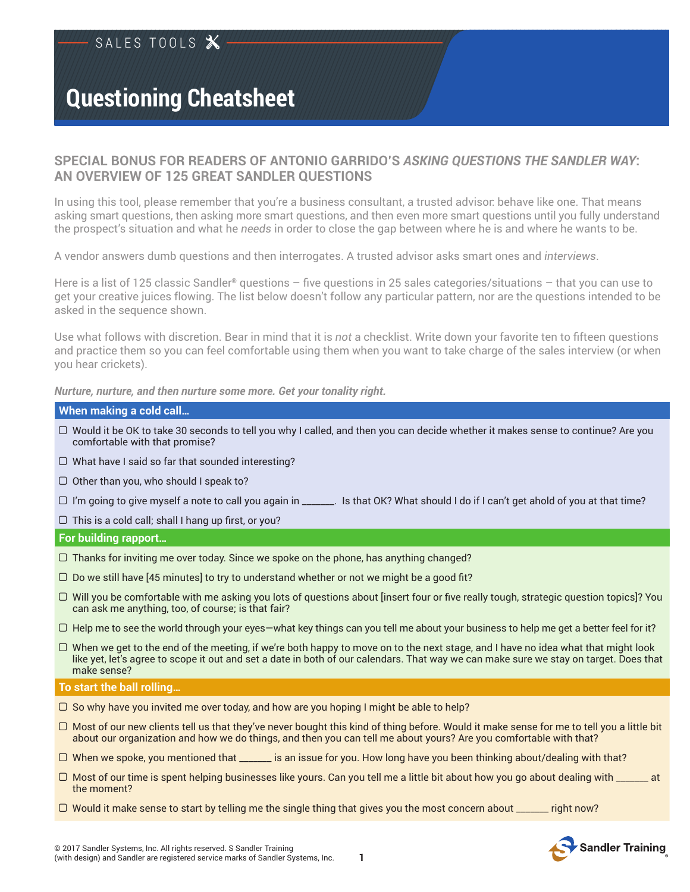SALES TOOLS

# Questioning Cheatsheet

## SPECIAL BONUS FOR READERS OF ANTONIO GARRIDO'S *ASKING QUESTIONS THE SANDLER WAY*: AN OVERVIEW OF 125 GREAT SANDLER QUESTIONS

In using this tool, please remember that you're a business consultant, a trusted advisor: behave like one. That means asking smart questions, then asking more smart questions, and then even more smart questions until you fully understand the prospect's situation and what he *needs* in order to close the gap between where he is and where he wants to be.

A vendor answers dumb questions and then interrogates. A trusted advisor asks smart ones and *interviews*.

Here is a list of 125 classic Sandler® questions – five questions in 25 sales categories/situations – that you can use to get your creative juices flowing. The list below doesn't follow any particular pattern, nor are the questions intended to be asked in the sequence shown.

Use what follows with discretion. Bear in mind that it is *not* a checklist. Write down your favorite ten to fifteen questions and practice them so you can feel comfortable using them when you want to take charge of the sales interview (or when you hear crickets).

***Nurture, nurture, and then nurture some more. Get your tonality right.***

### When making a cold call…

- ☐ Would it be OK to take 30 seconds to tell you why I called, and then you can decide whether it makes sense to continue? Are you comfortable with that promise?
- ☐ What have I said so far that sounded interesting?
- ☐ Other than you, who should I speak to?
- ☐ I'm going to give myself a note to call you again in _______. Is that OK? What should I do if I can't get ahold of you at that time?
- ☐ This is a cold call; shall I hang up first, or you?

### For building rapport…

- ☐ Thanks for inviting me over today. Since we spoke on the phone, has anything changed?
- ☐ Do we still have [45 minutes] to try to understand whether or not we might be a good fit?
- ☐ Will you be comfortable with me asking you lots of questions about [insert four or five really tough, strategic question topics]? You can ask me anything, too, of course; is that fair?
- ☐ Help me to see the world through your eyes—what key things can you tell me about your business to help me get a better feel for it?
- ☐ When we get to the end of the meeting, if we're both happy to move on to the next stage, and I have no idea what that might look like yet, let's agree to scope it out and set a date in both of our calendars. That way we can make sure we stay on target. Does that make sense?

### To start the ball rolling…

- ☐ So why have you invited me over today, and how are you hoping I might be able to help?
- ☐ Most of our new clients tell us that they've never bought this kind of thing before. Would it make sense for me to tell you a little bit about our organization and how we do things, and then you can tell me about yours? Are you comfortable with that?
- ☐ When we spoke, you mentioned that _______ is an issue for you. How long have you been thinking about/dealing with that?
- ☐ Most of our time is spent helping businesses like yours. Can you tell me a little bit about how you go about dealing with _______ at the moment?
- ☐ Would it make sense to start by telling me the single thing that gives you the most concern about _______ right now?

© 2017 Sandler Systems, Inc. All rights reserved. S Sandler Training (with design) and Sandler are registered service marks of Sandler Systems, Inc.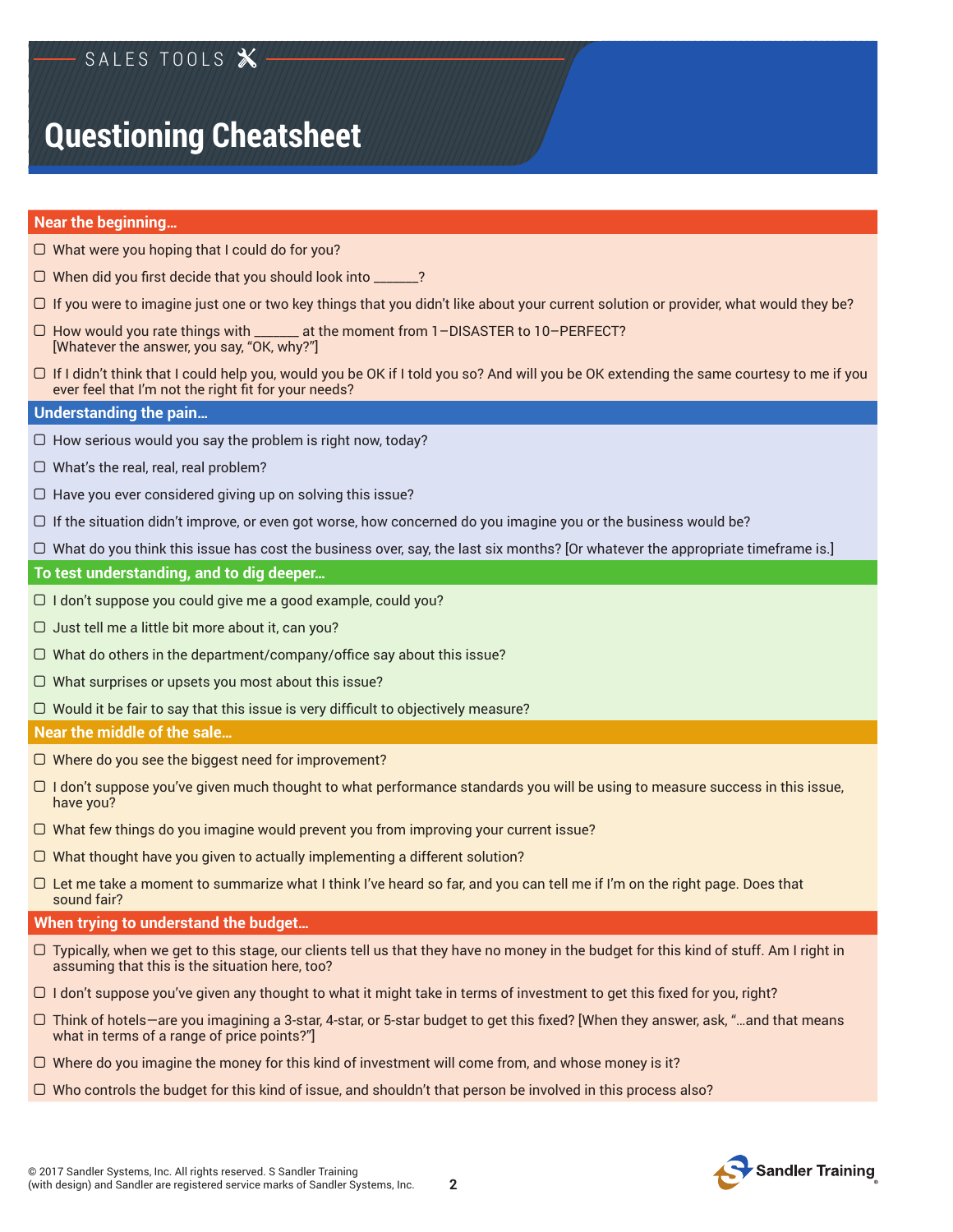SALES TOOLS

# Questioning Cheatsheet

## Near the beginning…

- ☐ What were you hoping that I could do for you?
- ☐ When did you first decide that you should look into _______?
- ☐ If you were to imagine just one or two key things that you didn't like about your current solution or provider, what would they be?
- ☐ How would you rate things with _______ at the moment from 1–DISASTER to 10–PERFECT? [Whatever the answer, you say, "OK, why?"]
- ☐ If I didn't think that I could help you, would you be OK if I told you so? And will you be OK extending the same courtesy to me if you ever feel that I'm not the right fit for your needs?

## Understanding the pain…

- ☐ How serious would you say the problem is right now, today?
- ☐ What's the real, real, real problem?
- ☐ Have you ever considered giving up on solving this issue?
- ☐ If the situation didn't improve, or even got worse, how concerned do you imagine you or the business would be?
- ☐ What do you think this issue has cost the business over, say, the last six months? [Or whatever the appropriate timeframe is.]

## To test understanding, and to dig deeper…

- ☐ I don't suppose you could give me a good example, could you?
- ☐ Just tell me a little bit more about it, can you?
- ☐ What do others in the department/company/office say about this issue?
- ☐ What surprises or upsets you most about this issue?
- ☐ Would it be fair to say that this issue is very difficult to objectively measure?

## Near the middle of the sale…

- ☐ Where do you see the biggest need for improvement?
- ☐ I don't suppose you've given much thought to what performance standards you will be using to measure success in this issue, have you?
- ☐ What few things do you imagine would prevent you from improving your current issue?
- ☐ What thought have you given to actually implementing a different solution?
- ☐ Let me take a moment to summarize what I think I've heard so far, and you can tell me if I'm on the right page. Does that sound fair?

## When trying to understand the budget…

- ☐ Typically, when we get to this stage, our clients tell us that they have no money in the budget for this kind of stuff. Am I right in assuming that this is the situation here, too?
- ☐ I don't suppose you've given any thought to what it might take in terms of investment to get this fixed for you, right?
- ☐ Think of hotels—are you imagining a 3-star, 4-star, or 5-star budget to get this fixed? [When they answer, ask, "…and that means what in terms of a range of price points?"]
- ☐ Where do you imagine the money for this kind of investment will come from, and whose money is it?
- ☐ Who controls the budget for this kind of issue, and shouldn't that person be involved in this process also?

© 2017 Sandler Systems, Inc. All rights reserved. S Sandler Training (with design) and Sandler are registered service marks of Sandler Systems, Inc.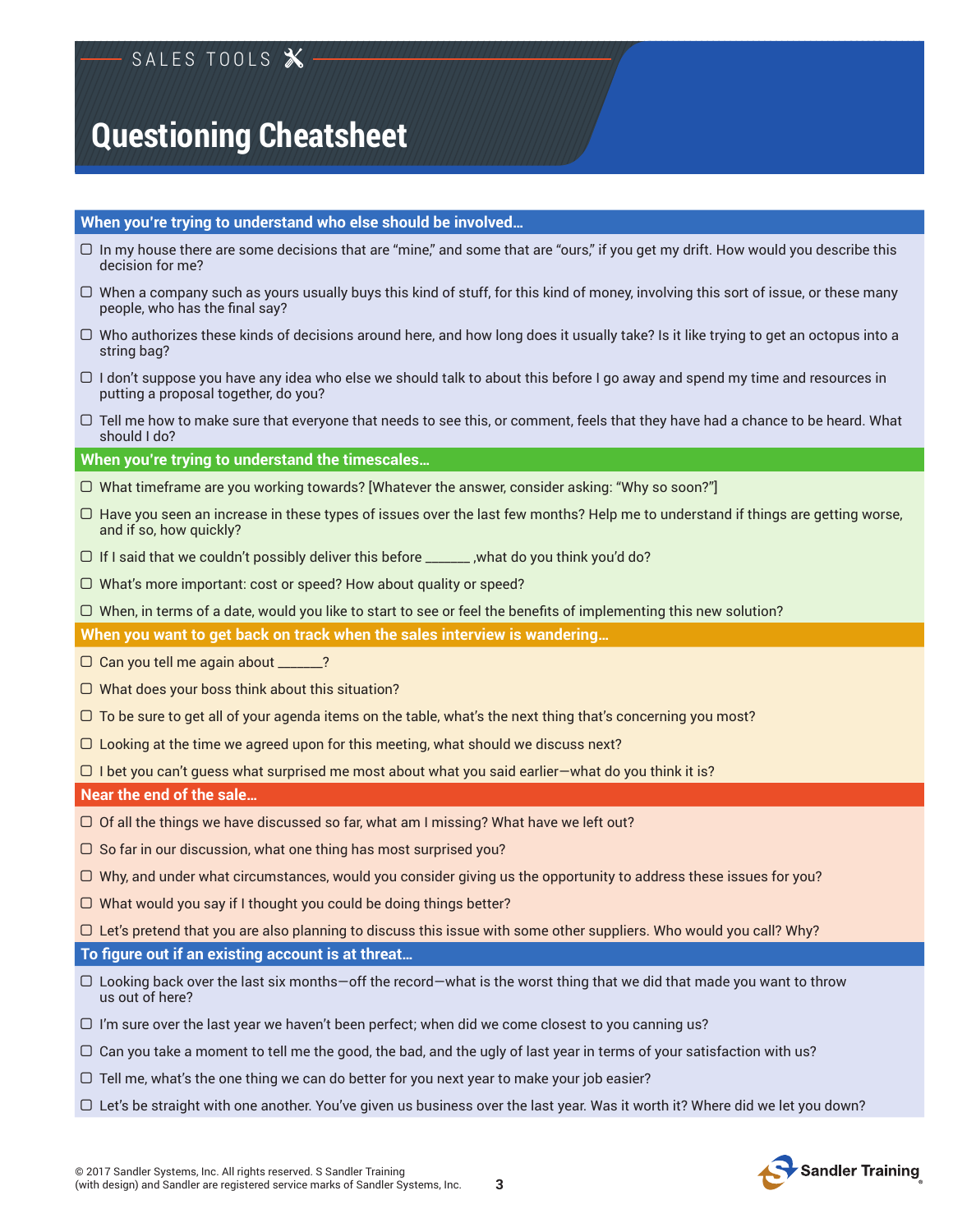SALES TOOLS

# Questioning Cheatsheet

## When you're trying to understand who else should be involved…

- ☐ In my house there are some decisions that are "mine," and some that are "ours," if you get my drift. How would you describe this decision for me?
- ☐ When a company such as yours usually buys this kind of stuff, for this kind of money, involving this sort of issue, or these many people, who has the final say?
- ☐ Who authorizes these kinds of decisions around here, and how long does it usually take? Is it like trying to get an octopus into a string bag?
- ☐ I don't suppose you have any idea who else we should talk to about this before I go away and spend my time and resources in putting a proposal together, do you?
- ☐ Tell me how to make sure that everyone that needs to see this, or comment, feels that they have had a chance to be heard. What should I do?

## When you're trying to understand the timescales…

- ☐ What timeframe are you working towards? [Whatever the answer, consider asking: "Why so soon?"]
- ☐ Have you seen an increase in these types of issues over the last few months? Help me to understand if things are getting worse, and if so, how quickly?
- ☐ If I said that we couldn't possibly deliver this before _______ ,what do you think you'd do?
- ☐ What's more important: cost or speed? How about quality or speed?
- ☐ When, in terms of a date, would you like to start to see or feel the benefits of implementing this new solution?

## When you want to get back on track when the sales interview is wandering…

- ☐ Can you tell me again about _______?
- ☐ What does your boss think about this situation?
- ☐ To be sure to get all of your agenda items on the table, what's the next thing that's concerning you most?
- ☐ Looking at the time we agreed upon for this meeting, what should we discuss next?
- ☐ I bet you can't guess what surprised me most about what you said earlier—what do you think it is?

## Near the end of the sale…

- ☐ Of all the things we have discussed so far, what am I missing? What have we left out?
- ☐ So far in our discussion, what one thing has most surprised you?
- ☐ Why, and under what circumstances, would you consider giving us the opportunity to address these issues for you?
- ☐ What would you say if I thought you could be doing things better?
- ☐ Let's pretend that you are also planning to discuss this issue with some other suppliers. Who would you call? Why?

## To figure out if an existing account is at threat…

- ☐ Looking back over the last six months—off the record—what is the worst thing that we did that made you want to throw us out of here?
- ☐ I'm sure over the last year we haven't been perfect; when did we come closest to you canning us?
- ☐ Can you take a moment to tell me the good, the bad, and the ugly of last year in terms of your satisfaction with us?
- ☐ Tell me, what's the one thing we can do better for you next year to make your job easier?
- ☐ Let's be straight with one another. You've given us business over the last year. Was it worth it? Where did we let you down?

© 2017 Sandler Systems, Inc. All rights reserved. S Sandler Training (with design) and Sandler are registered service marks of Sandler Systems, Inc.

Sandler Training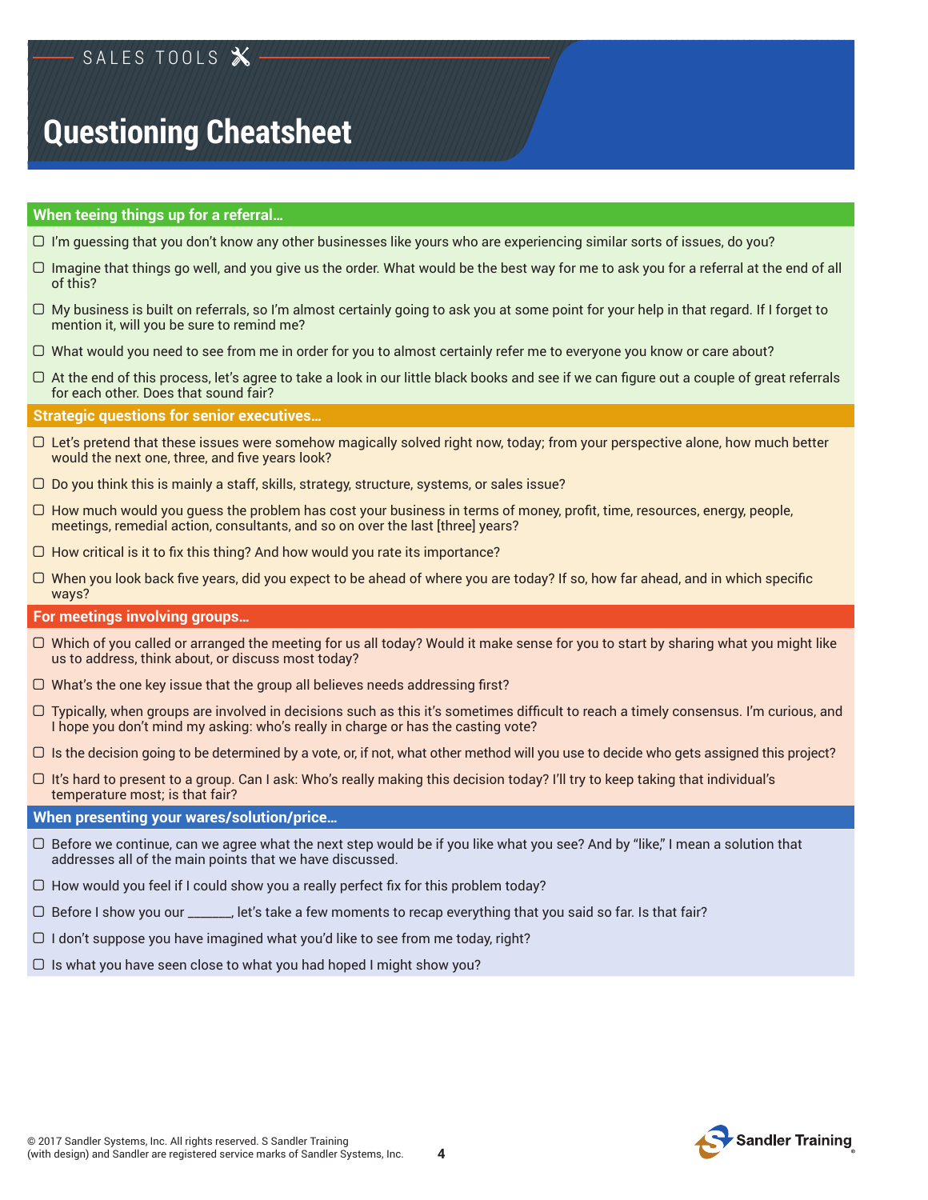SALES TOOLS

# Questioning Cheatsheet

## When teeing things up for a referral…

- ☐ I'm guessing that you don't know any other businesses like yours who are experiencing similar sorts of issues, do you?
- ☐ Imagine that things go well, and you give us the order. What would be the best way for me to ask you for a referral at the end of all of this?
- ☐ My business is built on referrals, so I'm almost certainly going to ask you at some point for your help in that regard. If I forget to mention it, will you be sure to remind me?
- ☐ What would you need to see from me in order for you to almost certainly refer me to everyone you know or care about?
- ☐ At the end of this process, let's agree to take a look in our little black books and see if we can figure out a couple of great referrals for each other. Does that sound fair?

## Strategic questions for senior executives…

- ☐ Let's pretend that these issues were somehow magically solved right now, today; from your perspective alone, how much better would the next one, three, and five years look?
- ☐ Do you think this is mainly a staff, skills, strategy, structure, systems, or sales issue?
- ☐ How much would you guess the problem has cost your business in terms of money, profit, time, resources, energy, people, meetings, remedial action, consultants, and so on over the last [three] years?
- ☐ How critical is it to fix this thing? And how would you rate its importance?
- ☐ When you look back five years, did you expect to be ahead of where you are today? If so, how far ahead, and in which specific ways?

## For meetings involving groups…

- ☐ Which of you called or arranged the meeting for us all today? Would it make sense for you to start by sharing what you might like us to address, think about, or discuss most today?
- ☐ What's the one key issue that the group all believes needs addressing first?
- ☐ Typically, when groups are involved in decisions such as this it's sometimes difficult to reach a timely consensus. I'm curious, and I hope you don't mind my asking: who's really in charge or has the casting vote?
- ☐ Is the decision going to be determined by a vote, or, if not, what other method will you use to decide who gets assigned this project?
- ☐ It's hard to present to a group. Can I ask: Who's really making this decision today? I'll try to keep taking that individual's temperature most; is that fair?

## When presenting your wares/solution/price…

- ☐ Before we continue, can we agree what the next step would be if you like what you see? And by "like," I mean a solution that addresses all of the main points that we have discussed.
- ☐ How would you feel if I could show you a really perfect fix for this problem today?
- ☐ Before I show you our _______, let's take a few moments to recap everything that you said so far. Is that fair?
- ☐ I don't suppose you have imagined what you'd like to see from me today, right?
- ☐ Is what you have seen close to what you had hoped I might show you?

© 2017 Sandler Systems, Inc. All rights reserved. S Sandler Training (with design) and Sandler are registered service marks of Sandler Systems, Inc.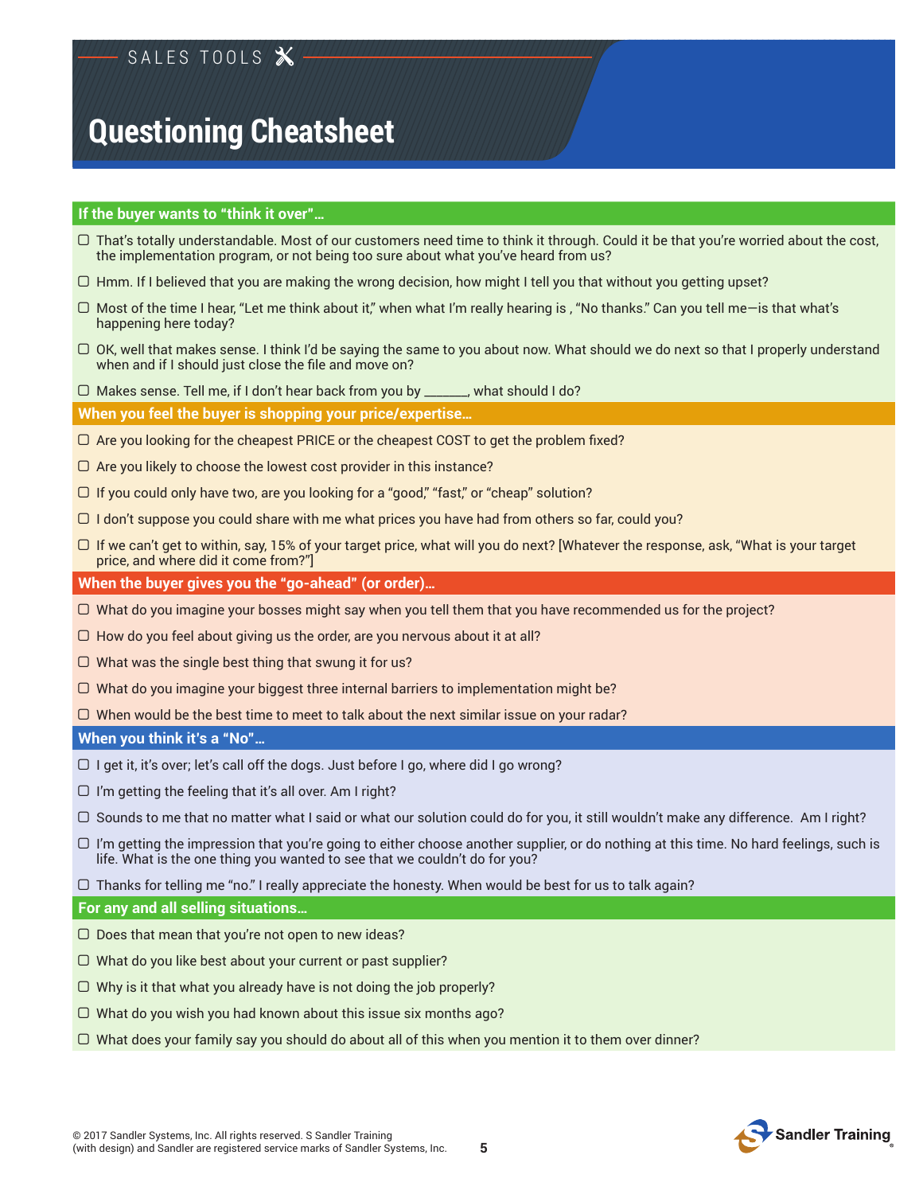SALES TOOLS

# Questioning Cheatsheet

## If the buyer wants to "think it over"…

- ☐ That's totally understandable. Most of our customers need time to think it through. Could it be that you're worried about the cost, the implementation program, or not being too sure about what you've heard from us?
- ☐ Hmm. If I believed that you are making the wrong decision, how might I tell you that without you getting upset?
- ☐ Most of the time I hear, "Let me think about it," when what I'm really hearing is , "No thanks." Can you tell me—is that what's happening here today?
- ☐ OK, well that makes sense. I think I'd be saying the same to you about now. What should we do next so that I properly understand when and if I should just close the file and move on?
- ☐ Makes sense. Tell me, if I don't hear back from you by _______, what should I do?

## When you feel the buyer is shopping your price/expertise…

- ☐ Are you looking for the cheapest PRICE or the cheapest COST to get the problem fixed?
- ☐ Are you likely to choose the lowest cost provider in this instance?
- ☐ If you could only have two, are you looking for a "good," "fast," or "cheap" solution?
- ☐ I don't suppose you could share with me what prices you have had from others so far, could you?
- ☐ If we can't get to within, say, 15% of your target price, what will you do next? [Whatever the response, ask, "What is your target price, and where did it come from?"]

## When the buyer gives you the "go-ahead" (or order)…

- ☐ What do you imagine your bosses might say when you tell them that you have recommended us for the project?
- ☐ How do you feel about giving us the order, are you nervous about it at all?
- ☐ What was the single best thing that swung it for us?
- ☐ What do you imagine your biggest three internal barriers to implementation might be?
- ☐ When would be the best time to meet to talk about the next similar issue on your radar?

## When you think it's a "No"…

- ☐ I get it, it's over; let's call off the dogs. Just before I go, where did I go wrong?
- ☐ I'm getting the feeling that it's all over. Am I right?
- ☐ Sounds to me that no matter what I said or what our solution could do for you, it still wouldn't make any difference. Am I right?
- ☐ I'm getting the impression that you're going to either choose another supplier, or do nothing at this time. No hard feelings, such is life. What is the one thing you wanted to see that we couldn't do for you?
- ☐ Thanks for telling me "no." I really appreciate the honesty. When would be best for us to talk again?

## For any and all selling situations…

- ☐ Does that mean that you're not open to new ideas?
- ☐ What do you like best about your current or past supplier?
- ☐ Why is it that what you already have is not doing the job properly?
- ☐ What do you wish you had known about this issue six months ago?
- ☐ What does your family say you should do about all of this when you mention it to them over dinner?

© 2017 Sandler Systems, Inc. All rights reserved. S Sandler Training (with design) and Sandler are registered service marks of Sandler Systems, Inc.

Sandler Training®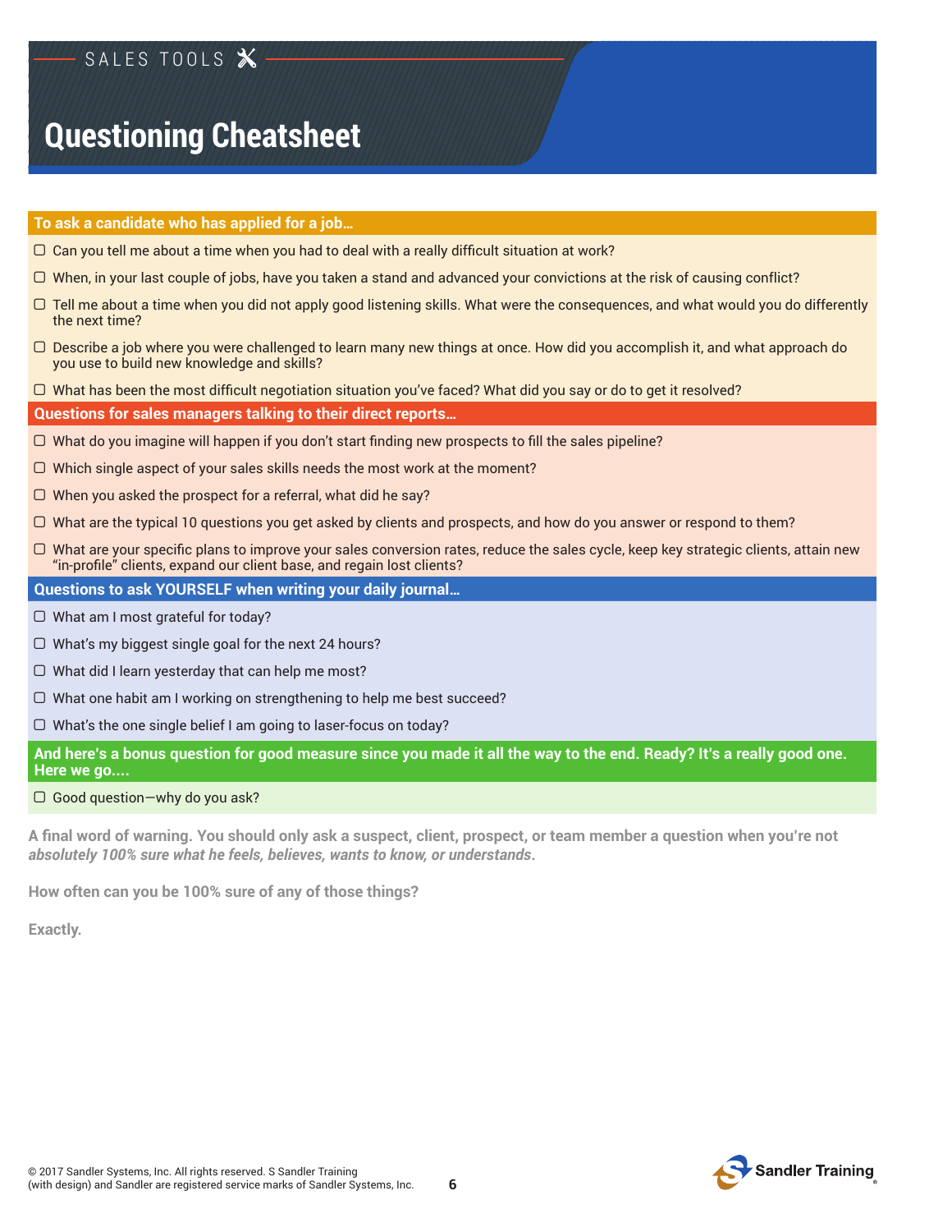SALES TOOLS

# Questioning Cheatsheet

**To ask a candidate who has applied for a job…**

- ☐ Can you tell me about a time when you had to deal with a really difficult situation at work?
- ☐ When, in your last couple of jobs, have you taken a stand and advanced your convictions at the risk of causing conflict?
- ☐ Tell me about a time when you did not apply good listening skills. What were the consequences, and what would you do differently the next time?
- ☐ Describe a job where you were challenged to learn many new things at once. How did you accomplish it, and what approach do you use to build new knowledge and skills?
- ☐ What has been the most difficult negotiation situation you've faced? What did you say or do to get it resolved?

**Questions for sales managers talking to their direct reports…**

- ☐ What do you imagine will happen if you don't start finding new prospects to fill the sales pipeline?
- ☐ Which single aspect of your sales skills needs the most work at the moment?
- ☐ When you asked the prospect for a referral, what did he say?
- ☐ What are the typical 10 questions you get asked by clients and prospects, and how do you answer or respond to them?
- ☐ What are your specific plans to improve your sales conversion rates, reduce the sales cycle, keep key strategic clients, attain new "in-profile" clients, expand our client base, and regain lost clients?

**Questions to ask YOURSELF when writing your daily journal…**

- ☐ What am I most grateful for today?
- ☐ What's my biggest single goal for the next 24 hours?
- ☐ What did I learn yesterday that can help me most?
- ☐ What one habit am I working on strengthening to help me best succeed?
- ☐ What's the one single belief I am going to laser-focus on today?

**And here's a bonus question for good measure since you made it all the way to the end. Ready? It's a really good one. Here we go....**

- ☐ Good question—why do you ask?

**A final word of warning. You should only ask a suspect, client, prospect, or team member a question when you're not *absolutely 100% sure what he feels, believes, wants to know, or understands*.**

**How often can you be 100% sure of any of those things?**

**Exactly.**

© 2017 Sandler Systems, Inc. All rights reserved. S Sandler Training (with design) and Sandler are registered service marks of Sandler Systems, Inc.